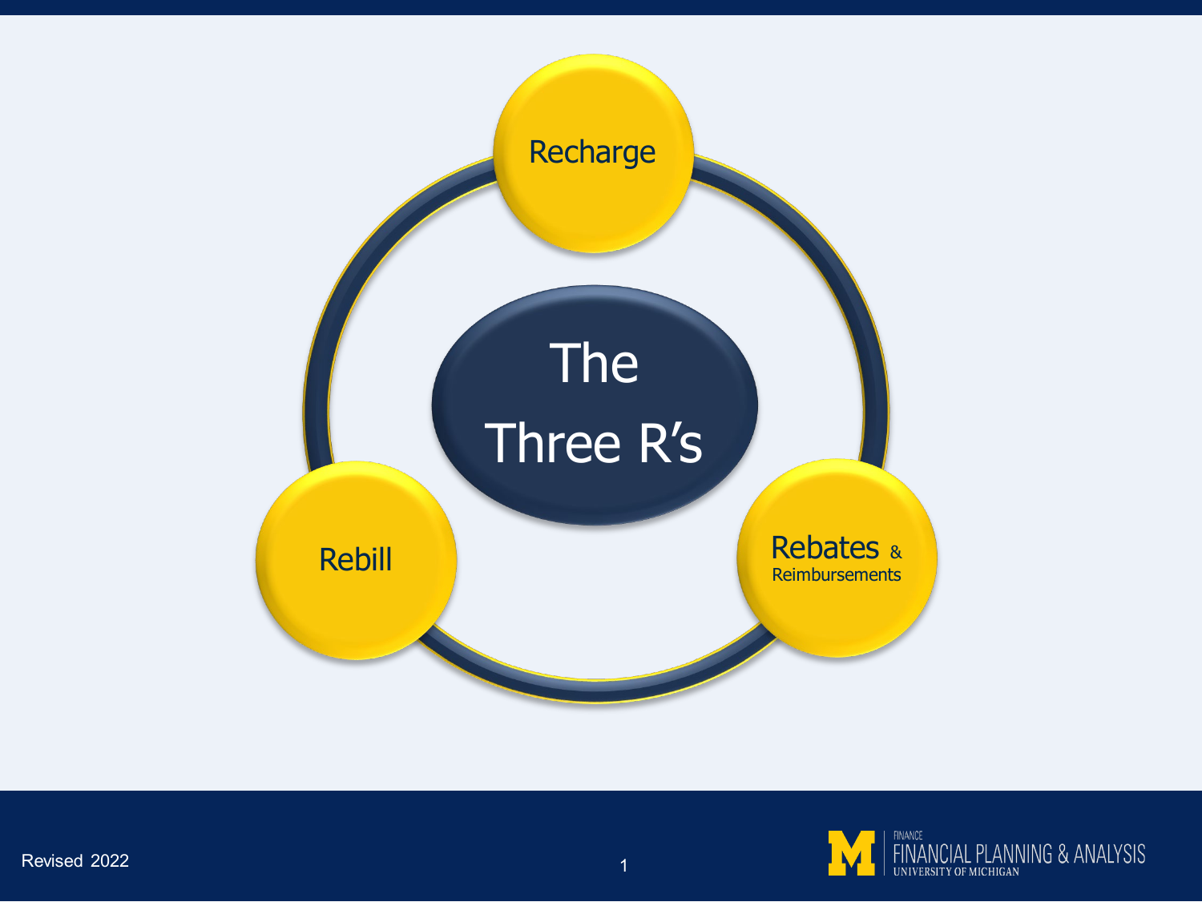# The Three R's

- Recharge
- Rebill
- Rebates & Reimbursements

Revised 2022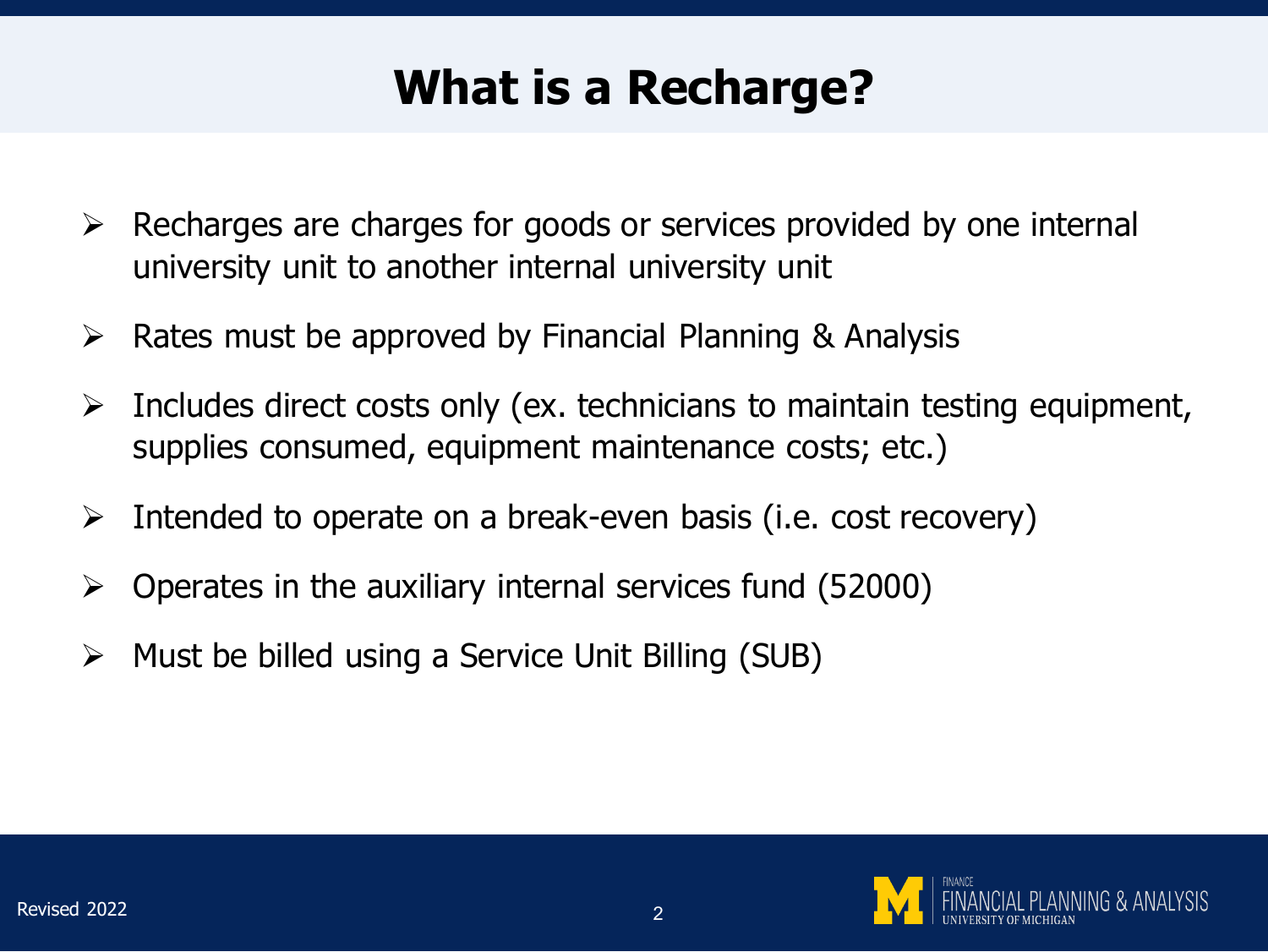# What is a Recharge?

- Recharges are charges for goods or services provided by one internal university unit to another internal university unit
- Rates must be approved by Financial Planning & Analysis
- Includes direct costs only (ex. technicians to maintain testing equipment, supplies consumed, equipment maintenance costs; etc.)
- Intended to operate on a break-even basis (i.e. cost recovery)
- Operates in the auxiliary internal services fund (52000)
- Must be billed using a Service Unit Billing (SUB)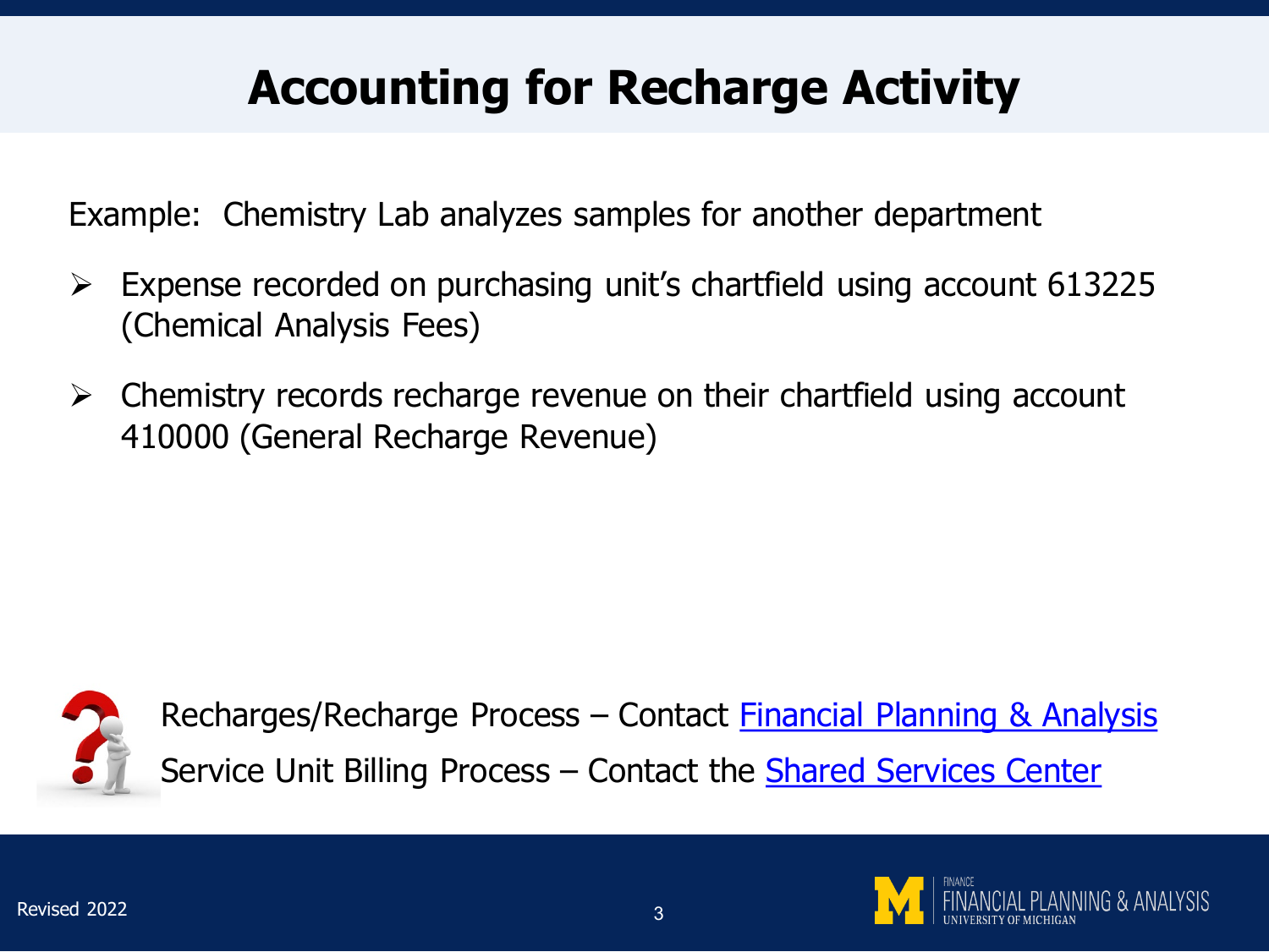# Accounting for Recharge Activity

Example: Chemistry Lab analyzes samples for another department

- Expense recorded on purchasing unit's chartfield using account 613225 (Chemical Analysis Fees)
- Chemistry records recharge revenue on their chartfield using account 410000 (General Recharge Revenue)

Recharges/Recharge Process – Contact Financial Planning & Analysis

Service Unit Billing Process – Contact the Shared Services Center

Revised 2022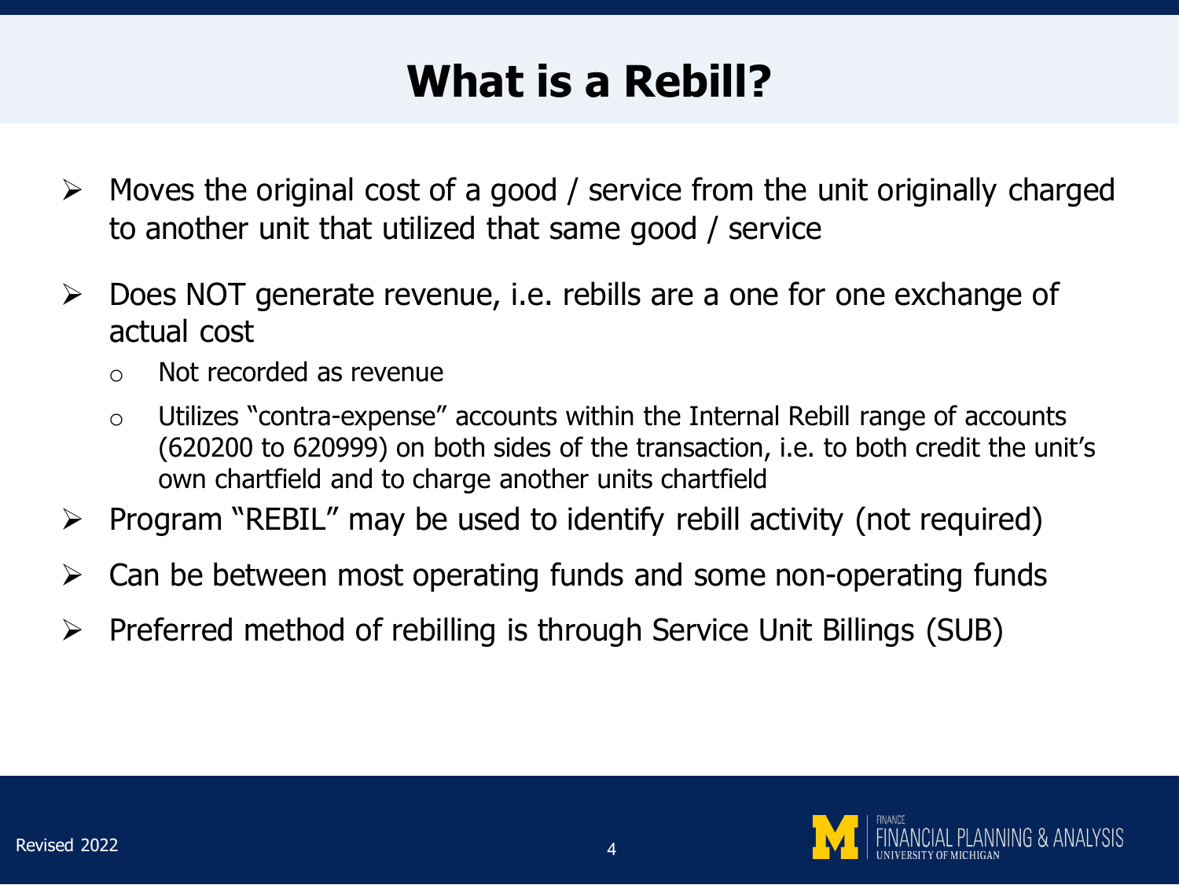# What is a Rebill?

- Moves the original cost of a good / service from the unit originally charged to another unit that utilized that same good / service
- Does NOT generate revenue, i.e. rebills are a one for one exchange of actual cost
  - Not recorded as revenue
  - Utilizes "contra-expense" accounts within the Internal Rebill range of accounts (620200 to 620999) on both sides of the transaction, i.e. to both credit the unit's own chartfield and to charge another units chartfield
- Program "REBIL" may be used to identify rebill activity (not required)
- Can be between most operating funds and some non-operating funds
- Preferred method of rebilling is through Service Unit Billings (SUB)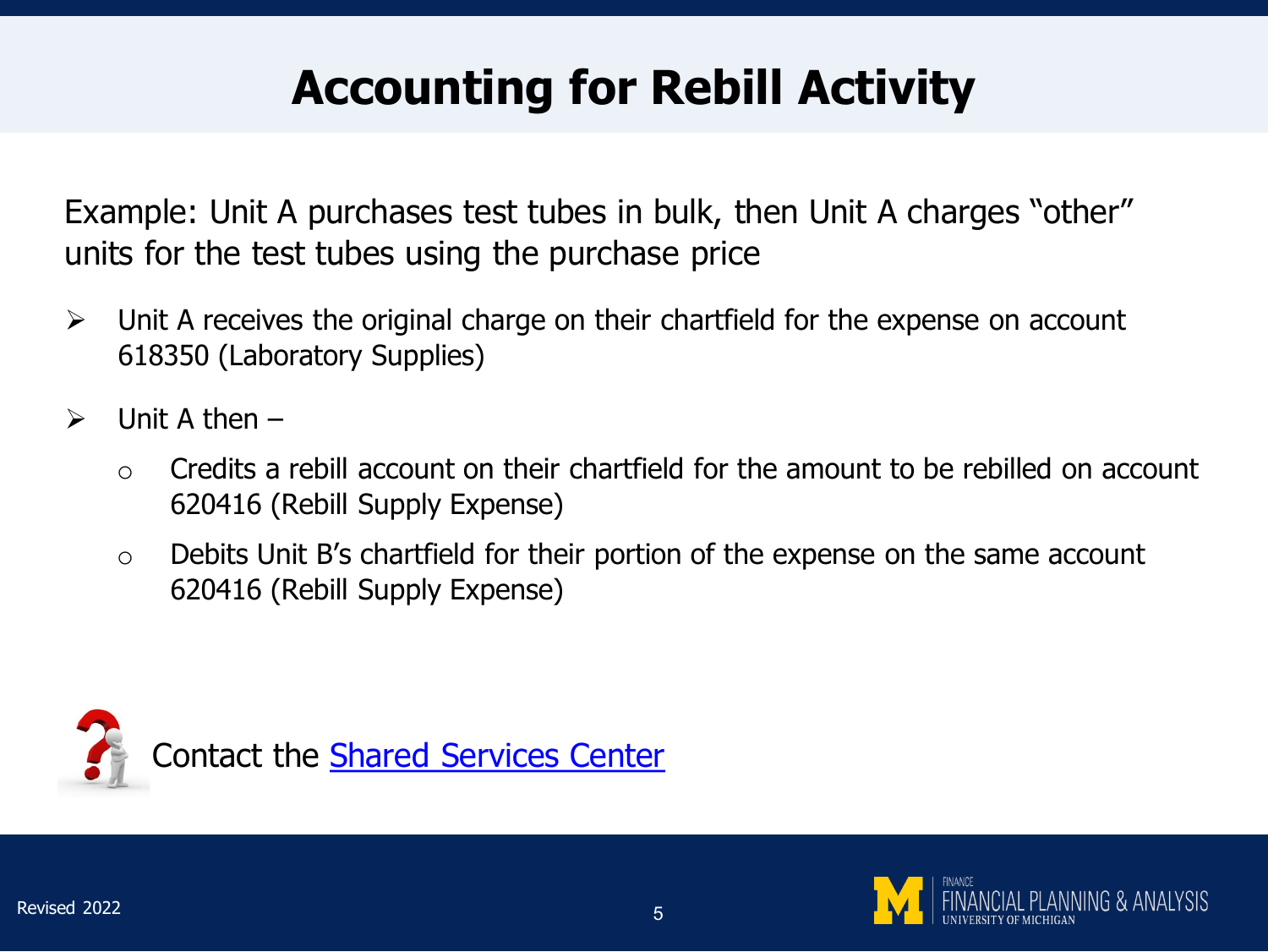# Accounting for Rebill Activity

Example: Unit A purchases test tubes in bulk, then Unit A charges "other" units for the test tubes using the purchase price

- Unit A receives the original charge on their chartfield for the expense on account 618350 (Laboratory Supplies)
- Unit A then –
  - Credits a rebill account on their chartfield for the amount to be rebilled on account 620416 (Rebill Supply Expense)
  - Debits Unit B's chartfield for their portion of the expense on the same account 620416 (Rebill Supply Expense)

Contact the Shared Services Center

Revised 2022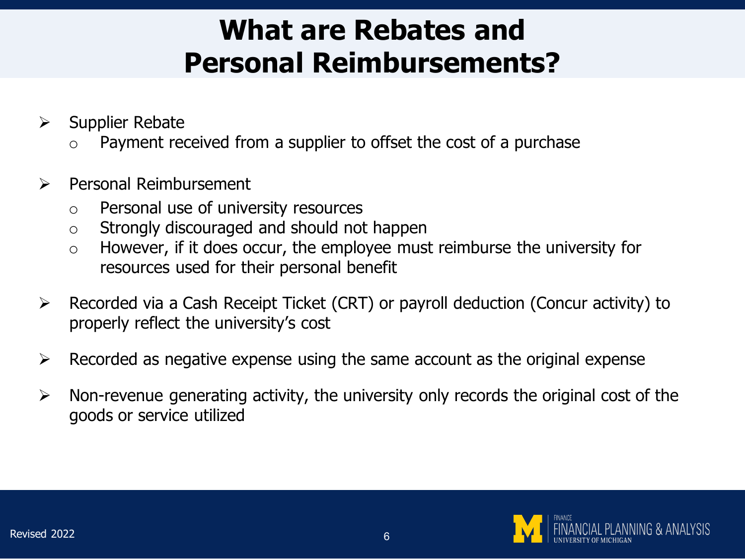# What are Rebates and Personal Reimbursements?

- Supplier Rebate
  - Payment received from a supplier to offset the cost of a purchase
- Personal Reimbursement
  - Personal use of university resources
  - Strongly discouraged and should not happen
  - However, if it does occur, the employee must reimburse the university for resources used for their personal benefit
- Recorded via a Cash Receipt Ticket (CRT) or payroll deduction (Concur activity) to properly reflect the university's cost
- Recorded as negative expense using the same account as the original expense
- Non-revenue generating activity, the university only records the original cost of the goods or service utilized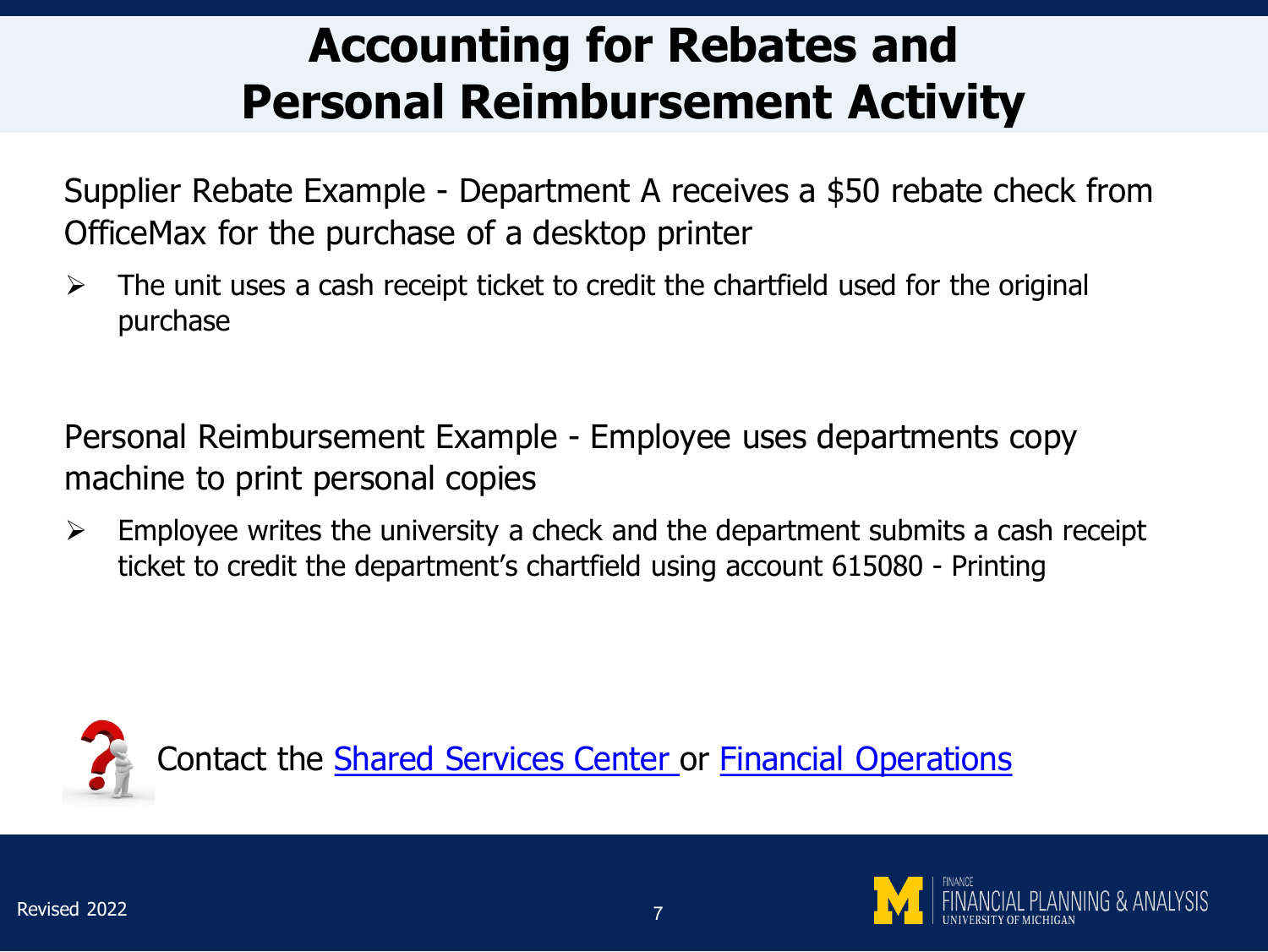# Accounting for Rebates and Personal Reimbursement Activity

Supplier Rebate Example - Department A receives a $50 rebate check from OfficeMax for the purchase of a desktop printer

- The unit uses a cash receipt ticket to credit the chartfield used for the original purchase

Personal Reimbursement Example - Employee uses departments copy machine to print personal copies

- Employee writes the university a check and the department submits a cash receipt ticket to credit the department's chartfield using account 615080 - Printing

Contact the Shared Services Center or Financial Operations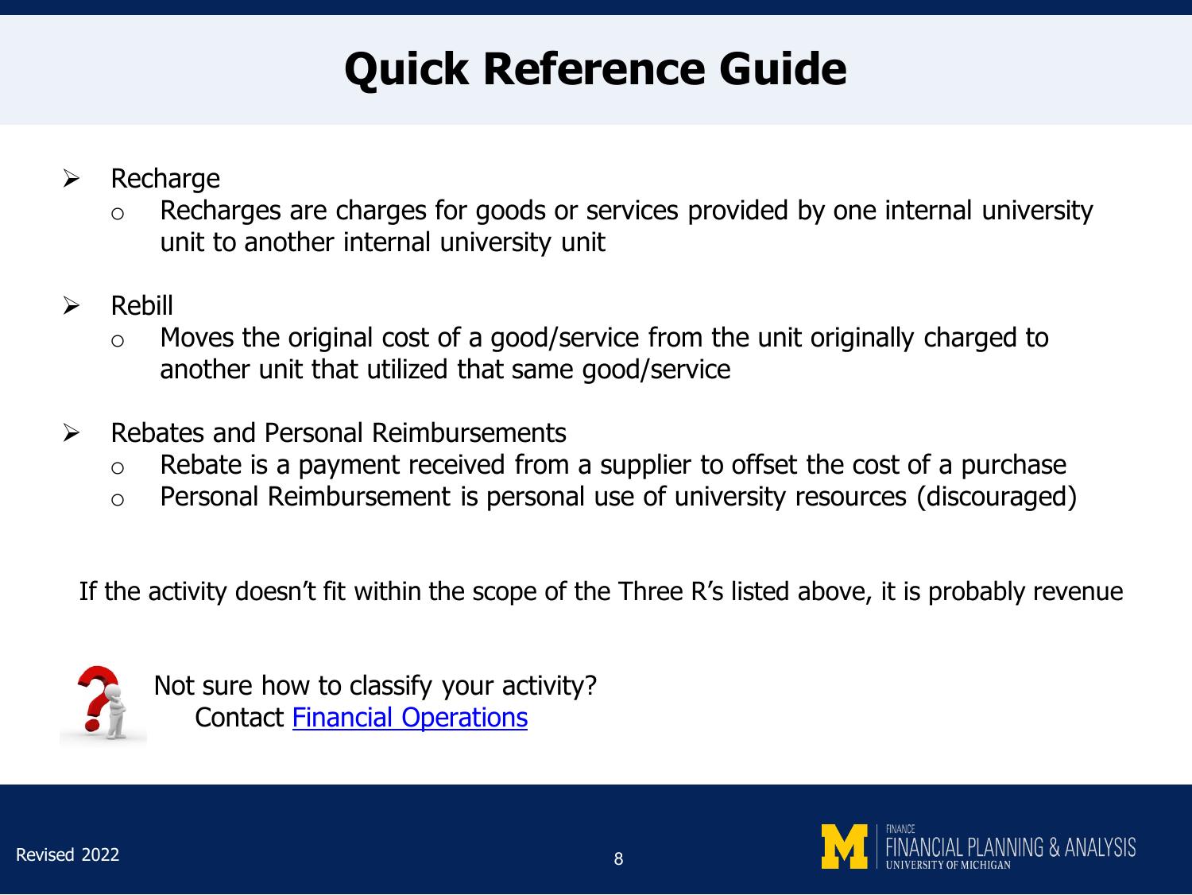# Quick Reference Guide

- Recharge
  - Recharges are charges for goods or services provided by one internal university unit to another internal university unit
- Rebill
  - Moves the original cost of a good/service from the unit originally charged to another unit that utilized that same good/service
- Rebates and Personal Reimbursements
  - Rebate is a payment received from a supplier to offset the cost of a purchase
  - Personal Reimbursement is personal use of university resources (discouraged)

If the activity doesn't fit within the scope of the Three R's listed above, it is probably revenue

Not sure how to classify your activity?
Contact Financial Operations

Revised 2022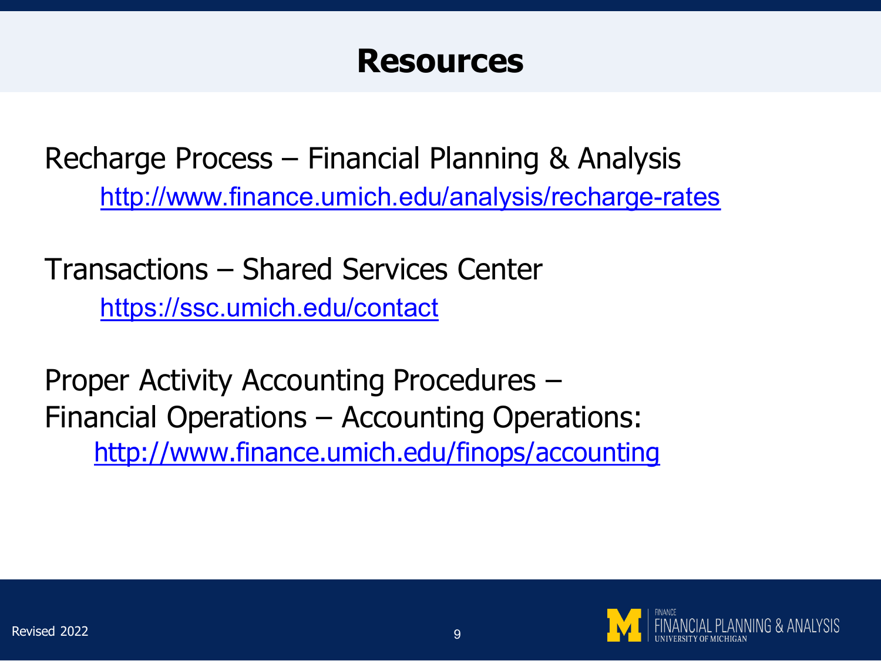# Resources

Recharge Process – Financial Planning & Analysis

http://www.finance.umich.edu/analysis/recharge-rates

Transactions – Shared Services Center

https://ssc.umich.edu/contact

Proper Activity Accounting Procedures –
Financial Operations – Accounting Operations:

http://www.finance.umich.edu/finops/accounting

Revised 2022